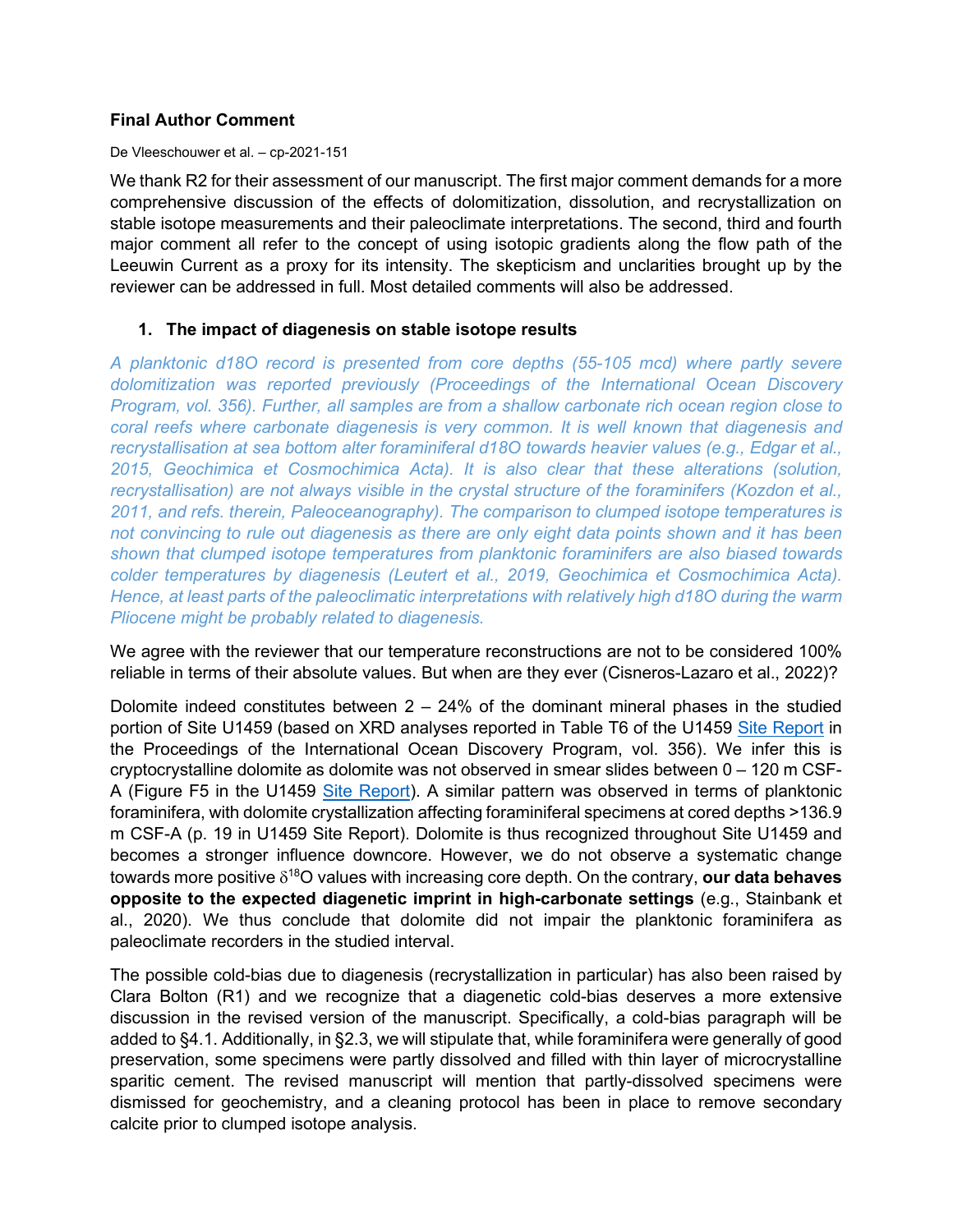**Final Author Comment**

De Vleeschouwer et al. – cp-2021-151

We thank R2 for their assessment of our manuscript. The first major comment demands for a more comprehensive discussion of the effects of dolomitization, dissolution, and recrystallization on stable isotope measurements and their paleoclimate interpretations. The second, third and fourth major comment all refer to the concept of using isotopic gradients along the flow path of the Leeuwin Current as a proxy for its intensity. The skepticism and unclarities brought up by the reviewer can be addressed in full. Most detailed comments will also be addressed.

1. **The impact of diagenesis on stable isotope results**

*A planktonic d18O record is presented from core depths (55-105 mcd) where partly severe dolomitization was reported previously (Proceedings of the International Ocean Discovery Program, vol. 356). Further, all samples are from a shallow carbonate rich ocean region close to coral reefs where carbonate diagenesis is very common. It is well known that diagenesis and recrystallisation at sea bottom alter foraminiferal d18O towards heavier values (e.g., Edgar et al., 2015, Geochimica et Cosmochimica Acta). It is also clear that these alterations (solution, recrystallisation) are not always visible in the crystal structure of the foraminifers (Kozdon et al., 2011, and refs. therein, Paleoceanography). The comparison to clumped isotope temperatures is not convincing to rule out diagenesis as there are only eight data points shown and it has been shown that clumped isotope temperatures from planktonic foraminifers are also biased towards colder temperatures by diagenesis (Leutert et al., 2019, Geochimica et Cosmochimica Acta). Hence, at least parts of the paleoclimatic interpretations with relatively high d18O during the warm Pliocene might be probably related to diagenesis.*

We agree with the reviewer that our temperature reconstructions are not to be considered 100% reliable in terms of their absolute values. But when are they ever (Cisneros-Lazaro et al., 2022)?

Dolomite indeed constitutes between 2 – 24% of the dominant mineral phases in the studied portion of Site U1459 (based on XRD analyses reported in Table T6 of the U1459 Site Report in the Proceedings of the International Ocean Discovery Program, vol. 356). We infer this is cryptocrystalline dolomite as dolomite was not observed in smear slides between 0 – 120 m CSF-A (Figure F5 in the U1459 Site Report). A similar pattern was observed in terms of planktonic foraminifera, with dolomite crystallization affecting foraminiferal specimens at cored depths >136.9 m CSF-A (p. 19 in U1459 Site Report). Dolomite is thus recognized throughout Site U1459 and becomes a stronger influence downcore. However, we do not observe a systematic change towards more positive $\delta^{18}O$ values with increasing core depth. On the contrary, **our data behaves opposite to the expected diagenetic imprint in high-carbonate settings** (e.g., Stainbank et al., 2020). We thus conclude that dolomite did not impair the planktonic foraminifera as paleoclimate recorders in the studied interval.

The possible cold-bias due to diagenesis (recrystallization in particular) has also been raised by Clara Bolton (R1) and we recognize that a diagenetic cold-bias deserves a more extensive discussion in the revised version of the manuscript. Specifically, a cold-bias paragraph will be added to §4.1. Additionally, in §2.3, we will stipulate that, while foraminifera were generally of good preservation, some specimens were partly dissolved and filled with thin layer of microcrystalline sparitic cement. The revised manuscript will mention that partly-dissolved specimens were dismissed for geochemistry, and a cleaning protocol has been in place to remove secondary calcite prior to clumped isotope analysis.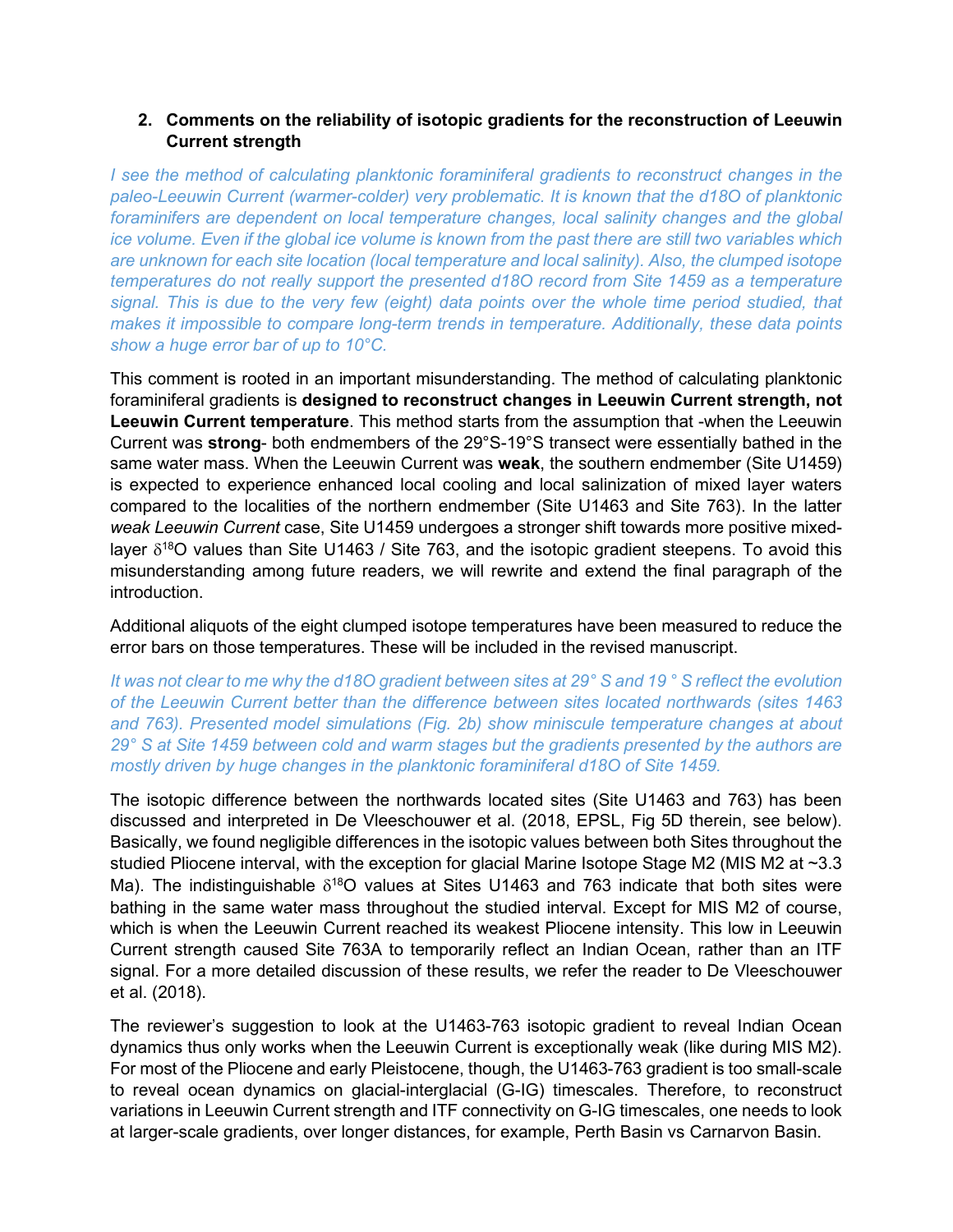2. **Comments on the reliability of isotopic gradients for the reconstruction of Leeuwin Current strength**

*I see the method of calculating planktonic foraminiferal gradients to reconstruct changes in the paleo-Leeuwin Current (warmer-colder) very problematic. It is known that the d18O of planktonic foraminifers are dependent on local temperature changes, local salinity changes and the global ice volume. Even if the global ice volume is known from the past there are still two variables which are unknown for each site location (local temperature and local salinity). Also, the clumped isotope temperatures do not really support the presented d18O record from Site 1459 as a temperature signal. This is due to the very few (eight) data points over the whole time period studied, that makes it impossible to compare long-term trends in temperature. Additionally, these data points show a huge error bar of up to 10°C.*

This comment is rooted in an important misunderstanding. The method of calculating planktonic foraminiferal gradients is **designed to reconstruct changes in Leeuwin Current strength, not Leeuwin Current temperature**. This method starts from the assumption that -when the Leeuwin Current was **strong**- both endmembers of the 29°S-19°S transect were essentially bathed in the same water mass. When the Leeuwin Current was **weak**, the southern endmember (Site U1459) is expected to experience enhanced local cooling and local salinization of mixed layer waters compared to the localities of the northern endmember (Site U1463 and Site 763). In the latter *weak Leeuwin Current* case, Site U1459 undergoes a stronger shift towards more positive mixed-layer $\delta^{18}O$ values than Site U1463 / Site 763, and the isotopic gradient steepens. To avoid this misunderstanding among future readers, we will rewrite and extend the final paragraph of the introduction.

Additional aliquots of the eight clumped isotope temperatures have been measured to reduce the error bars on those temperatures. These will be included in the revised manuscript.

*It was not clear to me why the d18O gradient between sites at 29° S and 19 ° S reflect the evolution of the Leeuwin Current better than the difference between sites located northwards (sites 1463 and 763). Presented model simulations (Fig. 2b) show miniscule temperature changes at about 29° S at Site 1459 between cold and warm stages but the gradients presented by the authors are mostly driven by huge changes in the planktonic foraminiferal d18O of Site 1459.*

The isotopic difference between the northwards located sites (Site U1463 and 763) has been discussed and interpreted in De Vleeschouwer et al. (2018, EPSL, Fig 5D therein, see below). Basically, we found negligible differences in the isotopic values between both Sites throughout the studied Pliocene interval, with the exception for glacial Marine Isotope Stage M2 (MIS M2 at ~3.3 Ma). The indistinguishable $\delta^{18}O$ values at Sites U1463 and 763 indicate that both sites were bathing in the same water mass throughout the studied interval. Except for MIS M2 of course, which is when the Leeuwin Current reached its weakest Pliocene intensity. This low in Leeuwin Current strength caused Site 763A to temporarily reflect an Indian Ocean, rather than an ITF signal. For a more detailed discussion of these results, we refer the reader to De Vleeschouwer et al. (2018).

The reviewer's suggestion to look at the U1463-763 isotopic gradient to reveal Indian Ocean dynamics thus only works when the Leeuwin Current is exceptionally weak (like during MIS M2). For most of the Pliocene and early Pleistocene, though, the U1463-763 gradient is too small-scale to reveal ocean dynamics on glacial-interglacial (G-IG) timescales. Therefore, to reconstruct variations in Leeuwin Current strength and ITF connectivity on G-IG timescales, one needs to look at larger-scale gradients, over longer distances, for example, Perth Basin vs Carnarvon Basin.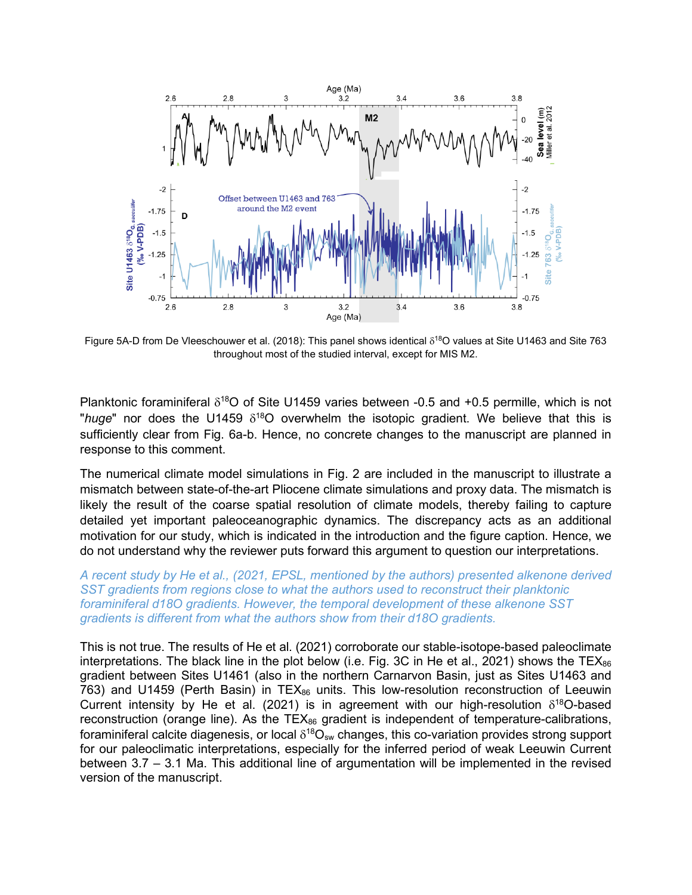Figure 5A-D from De Vleeschouwer et al. (2018): This panel shows identical $\delta^{18}O$ values at Site U1463 and Site 763 throughout most of the studied interval, except for MIS M2.

Planktonic foraminiferal $\delta^{18}O$ of Site U1459 varies between -0.5 and +0.5 permille, which is not "*huge*" nor does the U1459 $\delta^{18}O$ overwhelm the isotopic gradient. We believe that this is sufficiently clear from Fig. 6a-b. Hence, no concrete changes to the manuscript are planned in response to this comment.

The numerical climate model simulations in Fig. 2 are included in the manuscript to illustrate a mismatch between state-of-the-art Pliocene climate simulations and proxy data. The mismatch is likely the result of the coarse spatial resolution of climate models, thereby failing to capture detailed yet important paleoceanographic dynamics. The discrepancy acts as an additional motivation for our study, which is indicated in the introduction and the figure caption. Hence, we do not understand why the reviewer puts forward this argument to question our interpretations.

*A recent study by He et al., (2021, EPSL, mentioned by the authors) presented alkenone derived SST gradients from regions close to what the authors used to reconstruct their planktonic foraminiferal d18O gradients. However, the temporal development of these alkenone SST gradients is different from what the authors show from their d18O gradients.*

This is not true. The results of He et al. (2021) corroborate our stable-isotope-based paleoclimate interpretations. The black line in the plot below (i.e. Fig. 3C in He et al., 2021) shows the $TEX_{86}$ gradient between Sites U1461 (also in the northern Carnarvon Basin, just as Sites U1463 and 763) and U1459 (Perth Basin) in $TEX_{86}$ units. This low-resolution reconstruction of Leeuwin Current intensity by He et al. (2021) is in agreement with our high-resolution $\delta^{18}O$-based reconstruction (orange line). As the $TEX_{86}$ gradient is independent of temperature-calibrations, foraminiferal calcite diagenesis, or local $\delta^{18}O_{sw}$ changes, this co-variation provides strong support for our paleoclimatic interpretations, especially for the inferred period of weak Leeuwin Current between 3.7 – 3.1 Ma. This additional line of argumentation will be implemented in the revised version of the manuscript.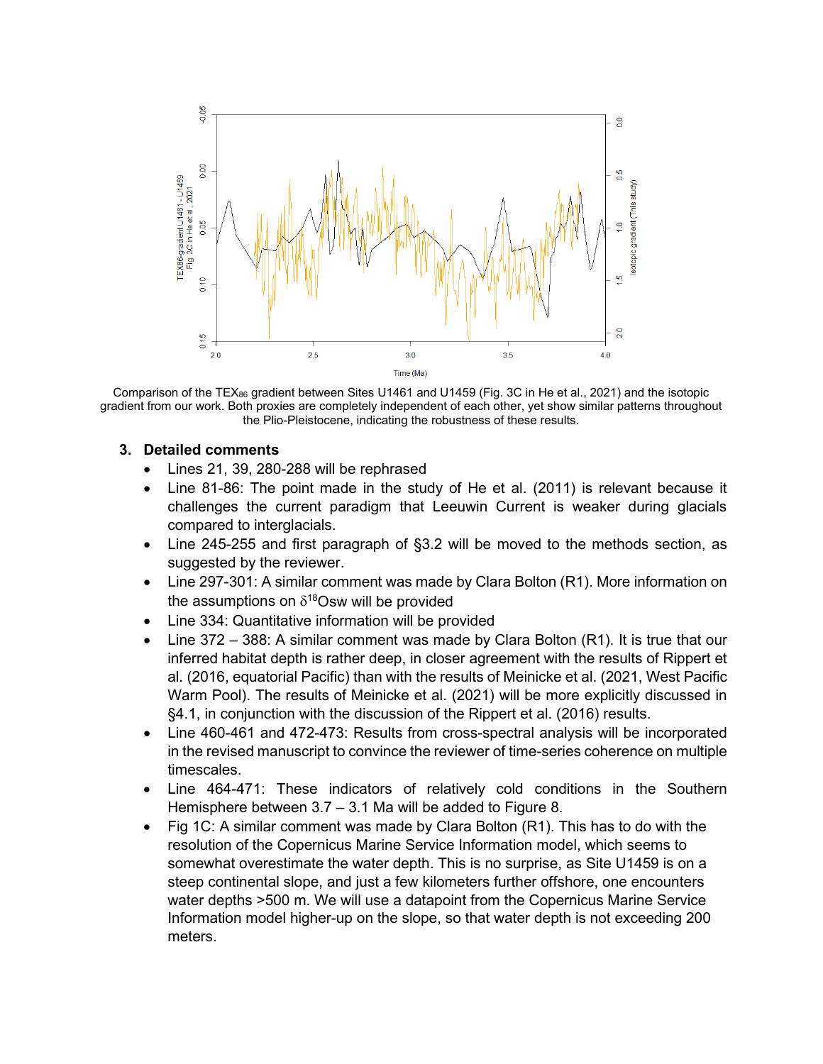Comparison of the $TEX_{86}$ gradient between Sites U1461 and U1459 (Fig. 3C in He et al., 2021) and the isotopic gradient from our work. Both proxies are completely independent of each other, yet show similar patterns throughout the Plio-Pleistocene, indicating the robustness of these results.

## 3. Detailed comments

- Lines 21, 39, 280-288 will be rephrased
- Line 81-86: The point made in the study of He et al. (2011) is relevant because it challenges the current paradigm that Leeuwin Current is weaker during glacials compared to interglacials.
- Line 245-255 and first paragraph of §3.2 will be moved to the methods section, as suggested by the reviewer.
- Line 297-301: A similar comment was made by Clara Bolton (R1). More information on the assumptions on $\delta^{18}O_{sw}$ will be provided
- Line 334: Quantitative information will be provided
- Line 372 – 388: A similar comment was made by Clara Bolton (R1). It is true that our inferred habitat depth is rather deep, in closer agreement with the results of Rippert et al. (2016, equatorial Pacific) than with the results of Meinicke et al. (2021, West Pacific Warm Pool). The results of Meinicke et al. (2021) will be more explicitly discussed in §4.1, in conjunction with the discussion of the Rippert et al. (2016) results.
- Line 460-461 and 472-473: Results from cross-spectral analysis will be incorporated in the revised manuscript to convince the reviewer of time-series coherence on multiple timescales.
- Line 464-471: These indicators of relatively cold conditions in the Southern Hemisphere between 3.7 – 3.1 Ma will be added to Figure 8.
- Fig 1C: A similar comment was made by Clara Bolton (R1). This has to do with the resolution of the Copernicus Marine Service Information model, which seems to somewhat overestimate the water depth. This is no surprise, as Site U1459 is on a steep continental slope, and just a few kilometers further offshore, one encounters water depths >500 m. We will use a datapoint from the Copernicus Marine Service Information model higher-up on the slope, so that water depth is not exceeding 200 meters.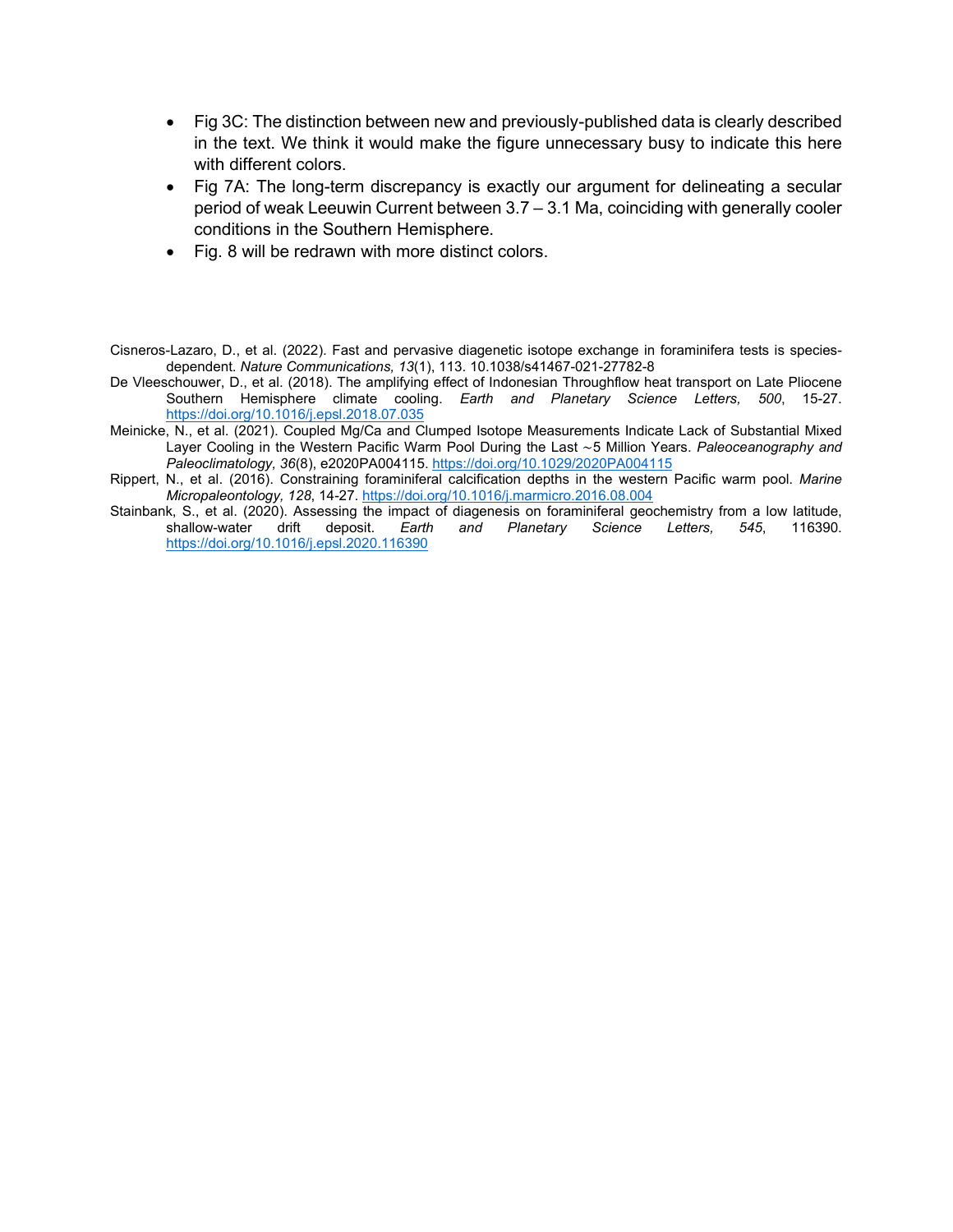- Fig 3C: The distinction between new and previously-published data is clearly described in the text. We think it would make the figure unnecessary busy to indicate this here with different colors.
- Fig 7A: The long-term discrepancy is exactly our argument for delineating a secular period of weak Leeuwin Current between 3.7 – 3.1 Ma, coinciding with generally cooler conditions in the Southern Hemisphere.
- Fig. 8 will be redrawn with more distinct colors.

Cisneros-Lazaro, D., et al. (2022). Fast and pervasive diagenetic isotope exchange in foraminifera tests is species-dependent. *Nature Communications, 13*(1), 113. 10.1038/s41467-021-27782-8

De Vleeschouwer, D., et al. (2018). The amplifying effect of Indonesian Throughflow heat transport on Late Pliocene Southern Hemisphere climate cooling. *Earth and Planetary Science Letters, 500*, 15-27. https://doi.org/10.1016/j.epsl.2018.07.035

Meinicke, N., et al. (2021). Coupled Mg/Ca and Clumped Isotope Measurements Indicate Lack of Substantial Mixed Layer Cooling in the Western Pacific Warm Pool During the Last ~5 Million Years. *Paleoceanography and Paleoclimatology, 36*(8), e2020PA004115. https://doi.org/10.1029/2020PA004115

Rippert, N., et al. (2016). Constraining foraminiferal calcification depths in the western Pacific warm pool. *Marine Micropaleontology, 128*, 14-27. https://doi.org/10.1016/j.marmicro.2016.08.004

Stainbank, S., et al. (2020). Assessing the impact of diagenesis on foraminiferal geochemistry from a low latitude, shallow-water drift deposit. *Earth and Planetary Science Letters, 545*, 116390. https://doi.org/10.1016/j.epsl.2020.116390